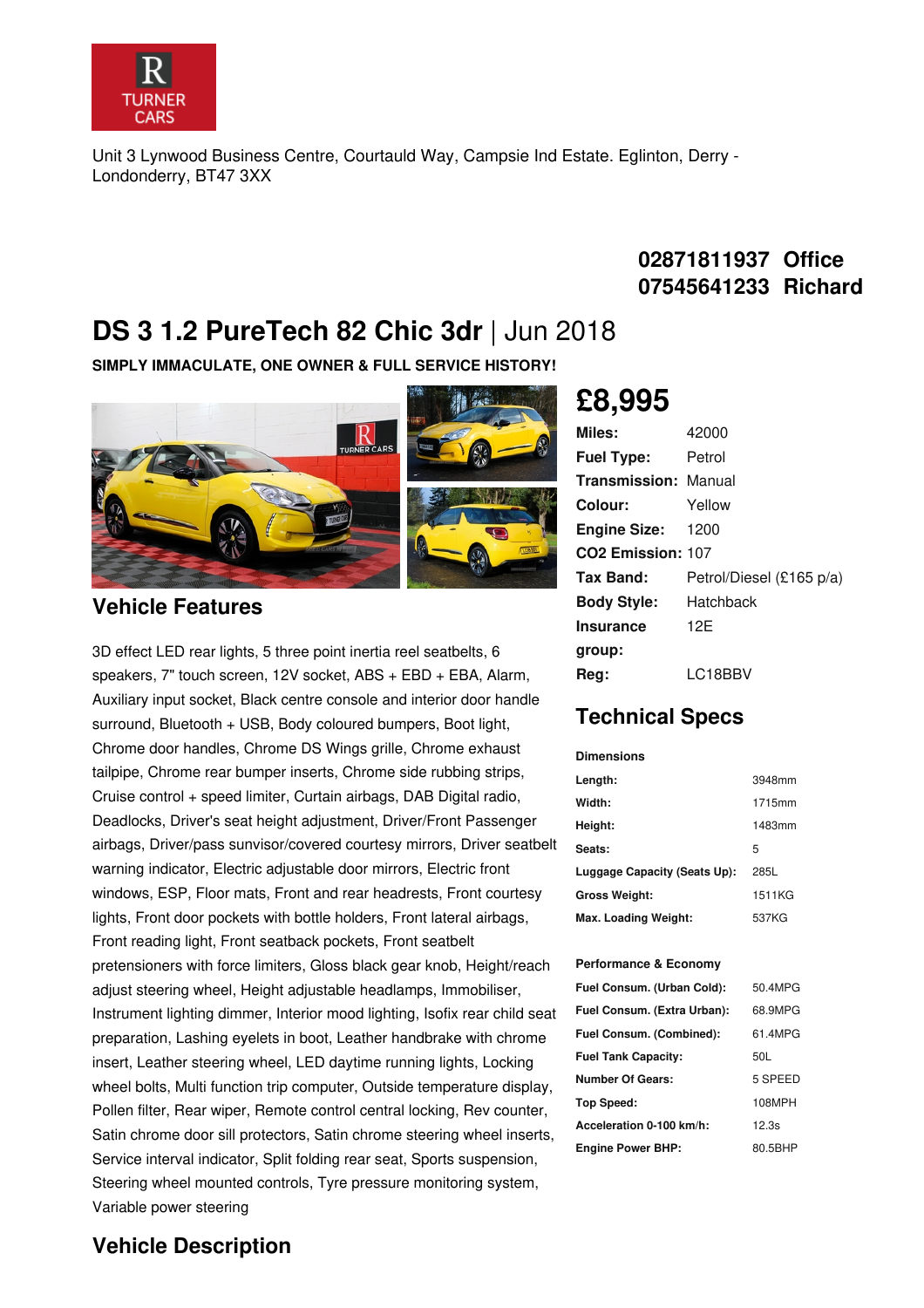Unit 3 Lynwood Business Centre, Courtauld Way, Campsie Ind Estate. Eglinton, Derry - Londonderry, BT47 3XX

**02871811937 Office**
**07545641233 Richard**

# DS 3 1.2 PureTech 82 Chic 3dr | Jun 2018

**SIMPLY IMMACULATE, ONE OWNER & FULL SERVICE HISTORY!**

## £8,995

| | |
|---|---|
| **Miles:** | 42000 |
| **Fuel Type:** | Petrol |
| **Transmission:** | Manual |
| **Colour:** | Yellow |
| **Engine Size:** | 1200 |
| **CO2 Emission:** | 107 |
| **Tax Band:** | Petrol/Diesel (£165 p/a) |
| **Body Style:** | Hatchback |
| **Insurance group:** | 12E |
| **Reg:** | LC18BBV |

## Vehicle Features

3D effect LED rear lights, 5 three point inertia reel seatbelts, 6 speakers, 7" touch screen, 12V socket, ABS + EBD + EBA, Alarm, Auxiliary input socket, Black centre console and interior door handle surround, Bluetooth + USB, Body coloured bumpers, Boot light, Chrome door handles, Chrome DS Wings grille, Chrome exhaust tailpipe, Chrome rear bumper inserts, Chrome side rubbing strips, Cruise control + speed limiter, Curtain airbags, DAB Digital radio, Deadlocks, Driver's seat height adjustment, Driver/Front Passenger airbags, Driver/pass sunvisor/covered courtesy mirrors, Driver seatbelt warning indicator, Electric adjustable door mirrors, Electric front windows, ESP, Floor mats, Front and rear headrests, Front courtesy lights, Front door pockets with bottle holders, Front lateral airbags, Front reading light, Front seatback pockets, Front seatbelt pretensioners with force limiters, Gloss black gear knob, Height/reach adjust steering wheel, Height adjustable headlamps, Immobiliser, Instrument lighting dimmer, Interior mood lighting, Isofix rear child seat preparation, Lashing eyelets in boot, Leather handbrake with chrome insert, Leather steering wheel, LED daytime running lights, Locking wheel bolts, Multi function trip computer, Outside temperature display, Pollen filter, Rear wiper, Remote control central locking, Rev counter, Satin chrome door sill protectors, Satin chrome steering wheel inserts, Service interval indicator, Split folding rear seat, Sports suspension, Steering wheel mounted controls, Tyre pressure monitoring system, Variable power steering

## Technical Specs

**Dimensions**

| | |
|---|---|
| **Length:** | 3948mm |
| **Width:** | 1715mm |
| **Height:** | 1483mm |
| **Seats:** | 5 |
| **Luggage Capacity (Seats Up):** | 285L |
| **Gross Weight:** | 1511KG |
| **Max. Loading Weight:** | 537KG |

**Performance & Economy**

| | |
|---|---|
| **Fuel Consum. (Urban Cold):** | 50.4MPG |
| **Fuel Consum. (Extra Urban):** | 68.9MPG |
| **Fuel Consum. (Combined):** | 61.4MPG |
| **Fuel Tank Capacity:** | 50L |
| **Number Of Gears:** | 5 SPEED |
| **Top Speed:** | 108MPH |
| **Acceleration 0-100 km/h:** | 12.3s |
| **Engine Power BHP:** | 80.5BHP |

## Vehicle Description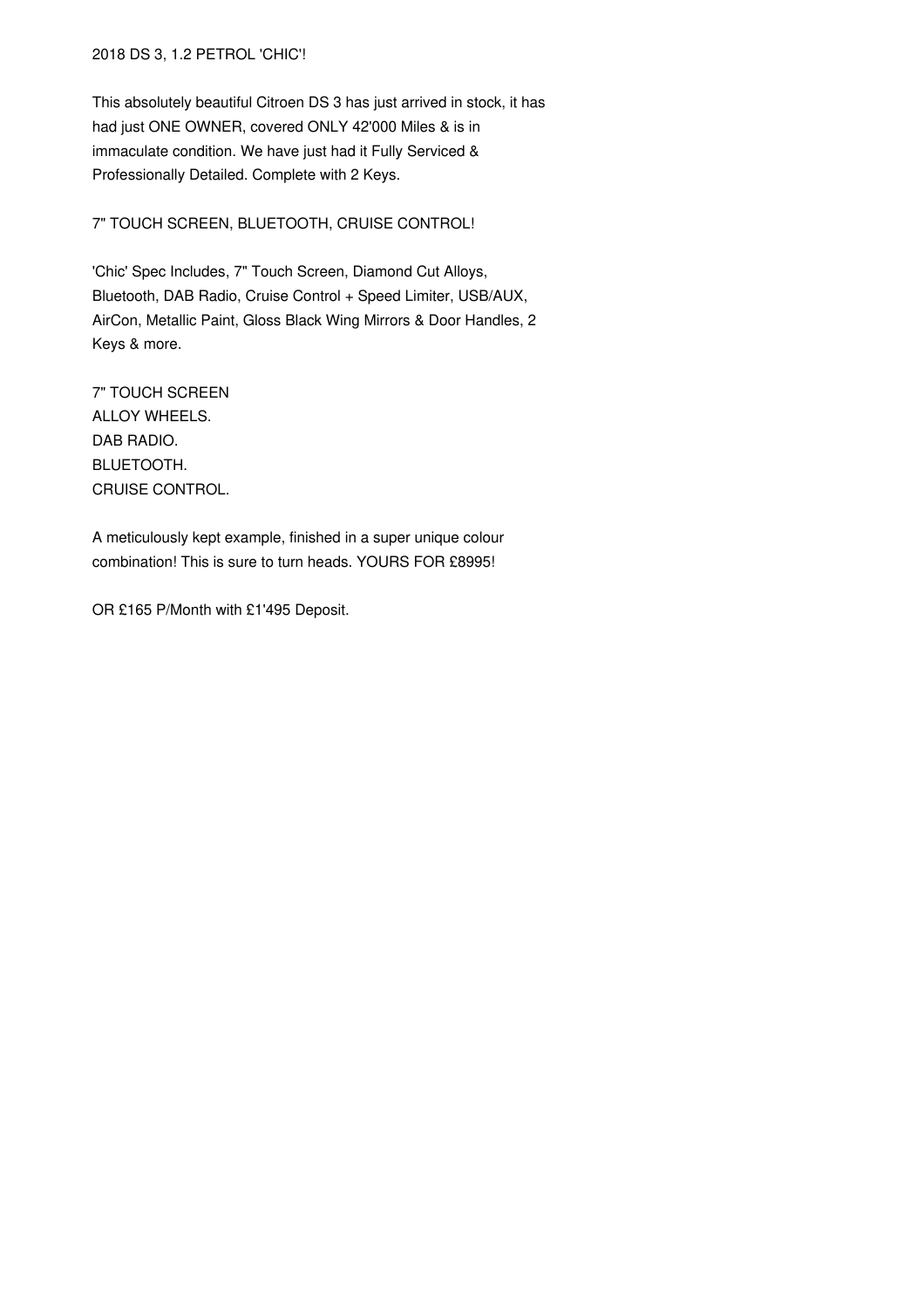2018 DS 3, 1.2 PETROL 'CHIC'!

This absolutely beautiful Citroen DS 3 has just arrived in stock, it has had just ONE OWNER, covered ONLY 42'000 Miles & is in immaculate condition. We have just had it Fully Serviced & Professionally Detailed. Complete with 2 Keys.

7" TOUCH SCREEN, BLUETOOTH, CRUISE CONTROL!

'Chic' Spec Includes, 7" Touch Screen, Diamond Cut Alloys, Bluetooth, DAB Radio, Cruise Control + Speed Limiter, USB/AUX, AirCon, Metallic Paint, Gloss Black Wing Mirrors & Door Handles, 2 Keys & more.

7" TOUCH SCREEN
ALLOY WHEELS.
DAB RADIO.
BLUETOOTH.
CRUISE CONTROL.

A meticulously kept example, finished in a super unique colour combination! This is sure to turn heads. YOURS FOR £8995!

OR £165 P/Month with £1'495 Deposit.